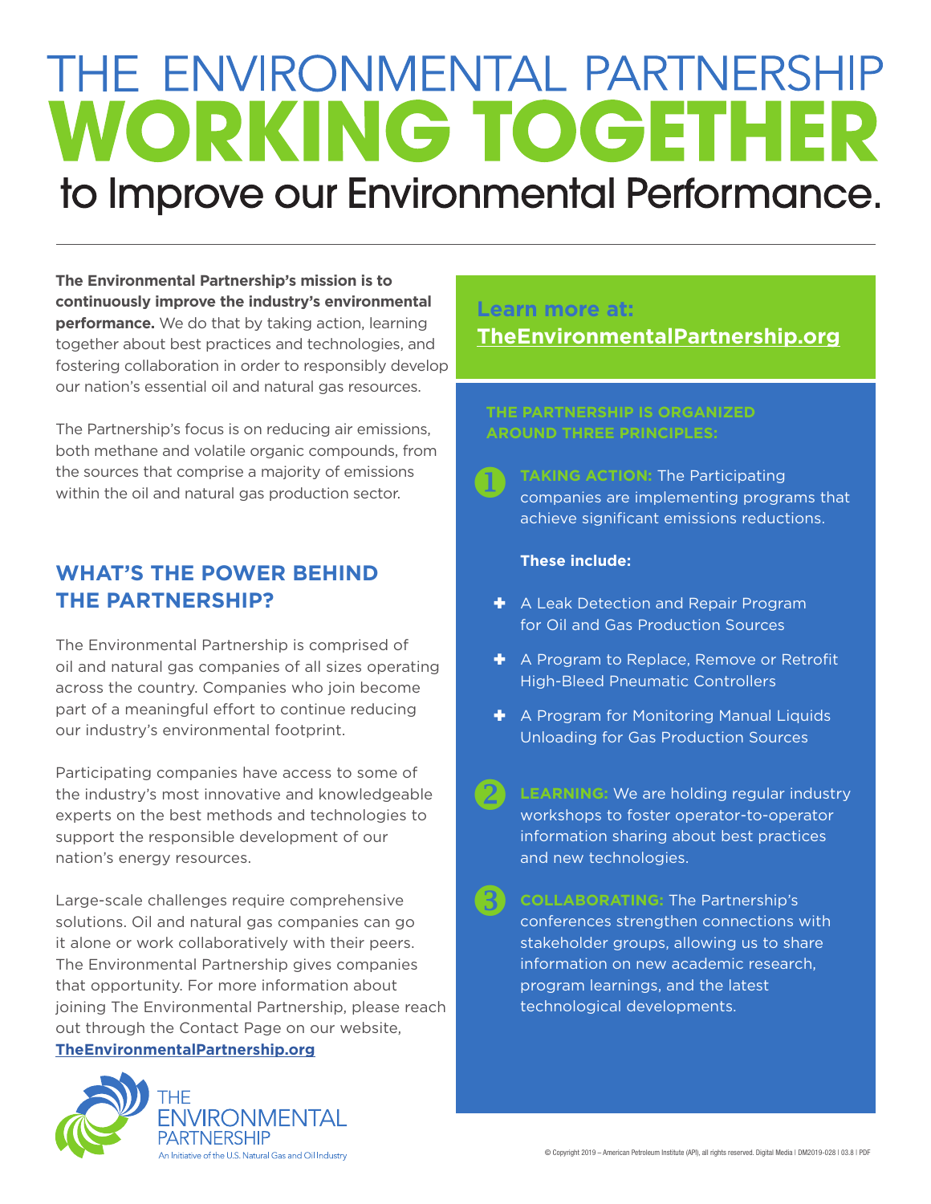# THE ENVIRONMENTAL PARTNERSHIP WORKING TOGETHER to Improve our Environmental Performance.

**The Environmental Partnership's mission is to continuously improve the industry's environmental performance.** We do that by taking action, learning together about best practices and technologies, and fostering collaboration in order to responsibly develop our nation's essential oil and natural gas resources.

The Partnership's focus is on reducing air emissions, both methane and volatile organic compounds, from the sources that comprise a majority of emissions within the oil and natural gas production sector.

## WHAT'S THE POWER BEHIND THE PARTNERSHIP?

The Environmental Partnership is comprised of oil and natural gas companies of all sizes operating across the country. Companies who join become part of a meaningful effort to continue reducing our industry's environmental footprint.

Participating companies have access to some of the industry's most innovative and knowledgeable experts on the best methods and technologies to support the responsible development of our nation's energy resources.

Large-scale challenges require comprehensive solutions. Oil and natural gas companies can go it alone or work collaboratively with their peers. The Environmental Partnership gives companies that opportunity. For more information about joining The Environmental Partnership, please reach out through the Contact Page on our website, **TheEnvironmentalPartnership.org**

THE ENVIRONMENTAL PARTNERSHIP
An Initiative of the U.S. Natural Gas and Oil Industry

## Learn more at: TheEnvironmentalPartnership.org

### THE PARTNERSHIP IS ORGANIZED AROUND THREE PRINCIPLES:

1. **TAKING ACTION:** The Participating companies are implementing programs that achieve significant emissions reductions.

   **These include:**

   - A Leak Detection and Repair Program for Oil and Gas Production Sources
   - A Program to Replace, Remove or Retrofit High-Bleed Pneumatic Controllers
   - A Program for Monitoring Manual Liquids Unloading for Gas Production Sources

2. **LEARNING:** We are holding regular industry workshops to foster operator-to-operator information sharing about best practices and new technologies.

3. **COLLABORATING:** The Partnership's conferences strengthen connections with stakeholder groups, allowing us to share information on new academic research, program learnings, and the latest technological developments.

© Copyright 2019 – American Petroleum Institute (API), all rights reserved. Digital Media | DM2019-028 | 03.8 | PDF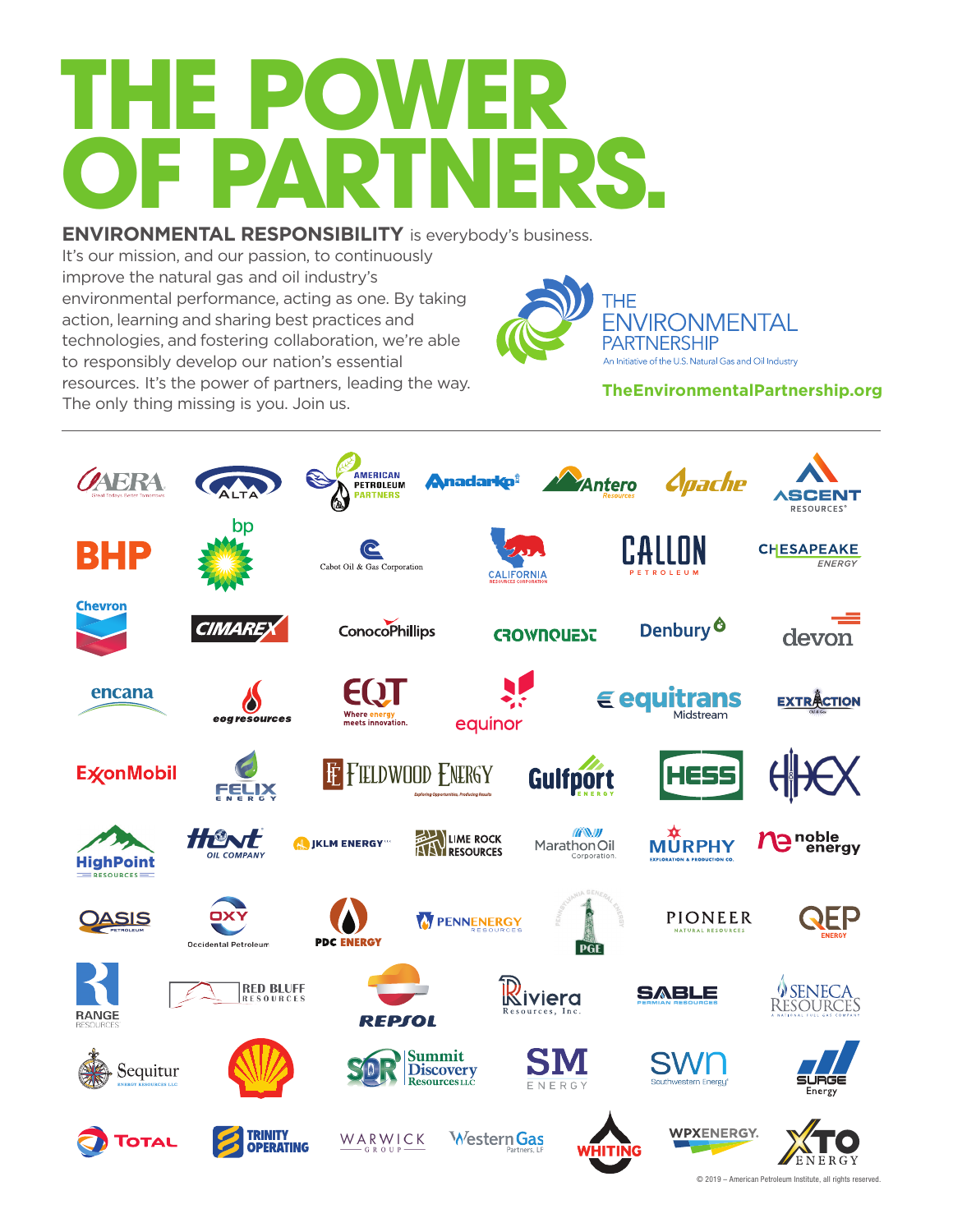# THE POWER OF PARTNERS.

**ENVIRONMENTAL RESPONSIBILITY** is everybody's business. It's our mission, and our passion, to continuously improve the natural gas and oil industry's environmental performance, acting as one. By taking action, learning and sharing best practices and technologies, and fostering collaboration, we're able to responsibly develop our nation's essential resources. It's the power of partners, leading the way. The only thing missing is you. Join us.

THE ENVIRONMENTAL PARTNERSHIP
An Initiative of the U.S. Natural Gas and Oil Industry

TheEnvironmentalPartnership.org

AERA
ALTA
AMERICAN PETROLEUM PARTNERS
Anadarko
Antero Resources
Apache
ASCENT RESOURCES
BHP
bp
Cabot Oil & Gas Corporation
CALIFORNIA RESOURCES CORPORATION
CALLON PETROLEUM
CHESAPEAKE ENERGY
Chevron
CIMAREX
ConocoPhillips
CROWNQUEST
Denbury
devon
encana
eog resources
EQT Where energy meets innovation.
equinor
equitrans Midstream
EXTRACTION Oil & Gas
ExxonMobil
FELIX ENERGY
FIELDWOOD ENERGY
Gulfport ENERGY
HESS
HEX
HighPoint RESOURCES
Hunt OIL COMPANY
JKLM ENERGY
LIME ROCK RESOURCES
Marathon Oil Corporation
MURPHY EXPLORATION & PRODUCTION CO.
noble energy
OASIS PETROLEUM
OXY Occidental Petroleum
PDC ENERGY
PENNENERGY RESOURCES
PGE
PIONEER NATURAL RESOURCES
QEP ENERGY
RANGE RESOURCES
RED BLUFF RESOURCES
REPSOL
Riviera Resources, Inc.
SABLE PERMIAN RESOURCES
SENECA RESOURCES
Sequitur ENERGY RESOURCES LLC
Shell
Summit Discovery Resources LLC
SM ENERGY
swn Southwestern Energy
SURGE Energy
TOTAL
TRINITY OPERATING
WARWICK GROUP
Western Gas Partners, LP
WHITING
WPX ENERGY
XTO ENERGY

© 2019 – American Petroleum Institute, all rights reserved.